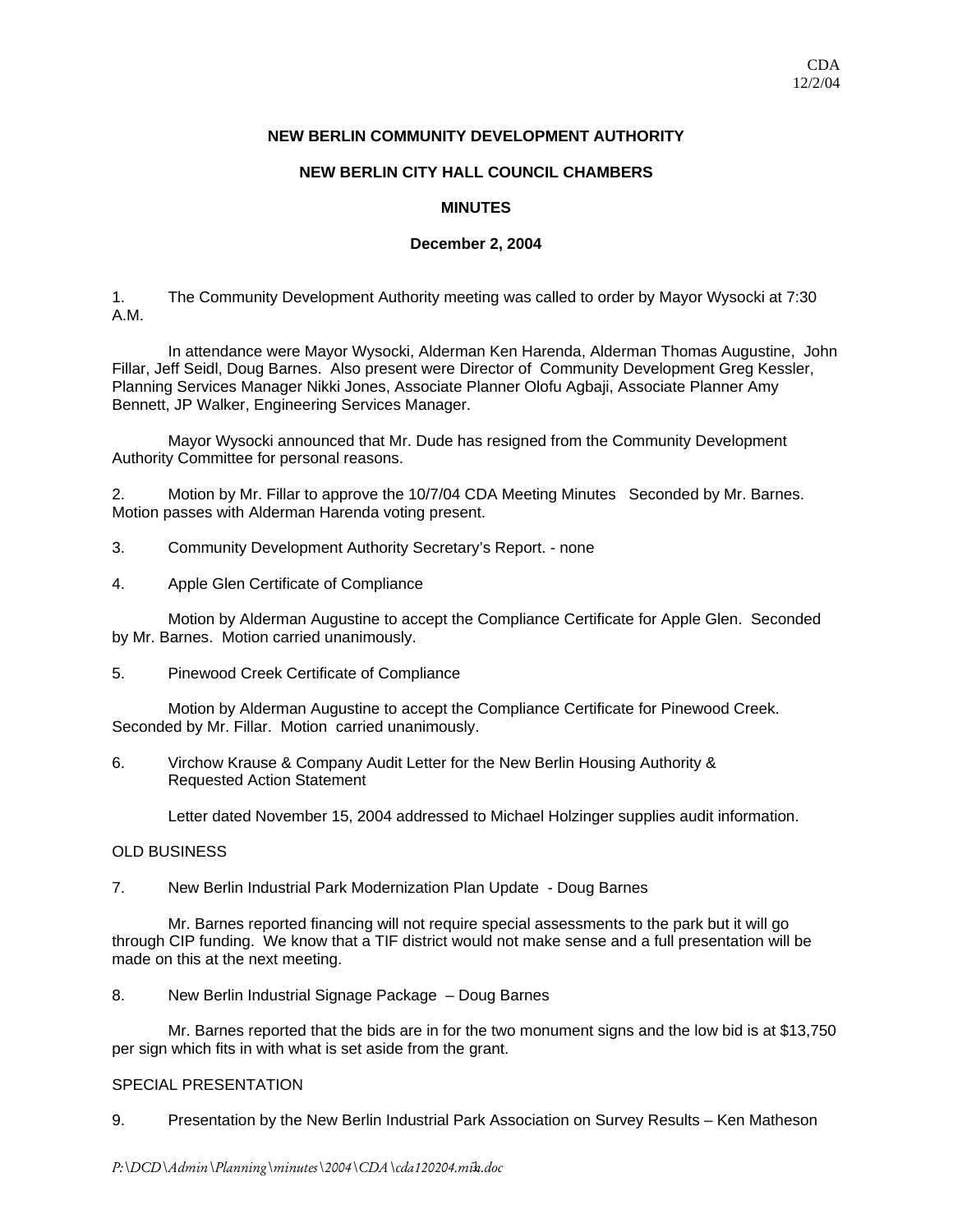CDA
12/2/04

**NEW BERLIN COMMUNITY DEVELOPMENT AUTHORITY**

**NEW BERLIN CITY HALL COUNCIL CHAMBERS**

**MINUTES**

**December 2, 2004**

1. The Community Development Authority meeting was called to order by Mayor Wysocki at 7:30 A.M.

In attendance were Mayor Wysocki, Alderman Ken Harenda, Alderman Thomas Augustine, John Fillar, Jeff Seidl, Doug Barnes. Also present were Director of Community Development Greg Kessler, Planning Services Manager Nikki Jones, Associate Planner Olofu Agbaji, Associate Planner Amy Bennett, JP Walker, Engineering Services Manager.

Mayor Wysocki announced that Mr. Dude has resigned from the Community Development Authority Committee for personal reasons.

2. Motion by Mr. Fillar to approve the 10/7/04 CDA Meeting Minutes Seconded by Mr. Barnes. Motion passes with Alderman Harenda voting present.

3. Community Development Authority Secretary's Report. - none

4. Apple Glen Certificate of Compliance

Motion by Alderman Augustine to accept the Compliance Certificate for Apple Glen. Seconded by Mr. Barnes. Motion carried unanimously.

5. Pinewood Creek Certificate of Compliance

Motion by Alderman Augustine to accept the Compliance Certificate for Pinewood Creek. Seconded by Mr. Fillar. Motion carried unanimously.

6. Virchow Krause & Company Audit Letter for the New Berlin Housing Authority & Requested Action Statement

Letter dated November 15, 2004 addressed to Michael Holzinger supplies audit information.

OLD BUSINESS

7. New Berlin Industrial Park Modernization Plan Update - Doug Barnes

Mr. Barnes reported financing will not require special assessments to the park but it will go through CIP funding. We know that a TIF district would not make sense and a full presentation will be made on this at the next meeting.

8. New Berlin Industrial Signage Package – Doug Barnes

Mr. Barnes reported that the bids are in for the two monument signs and the low bid is at $13,750 per sign which fits in with what is set aside from the grant.

SPECIAL PRESENTATION

9. Presentation by the New Berlin Industrial Park Association on Survey Results – Ken Matheson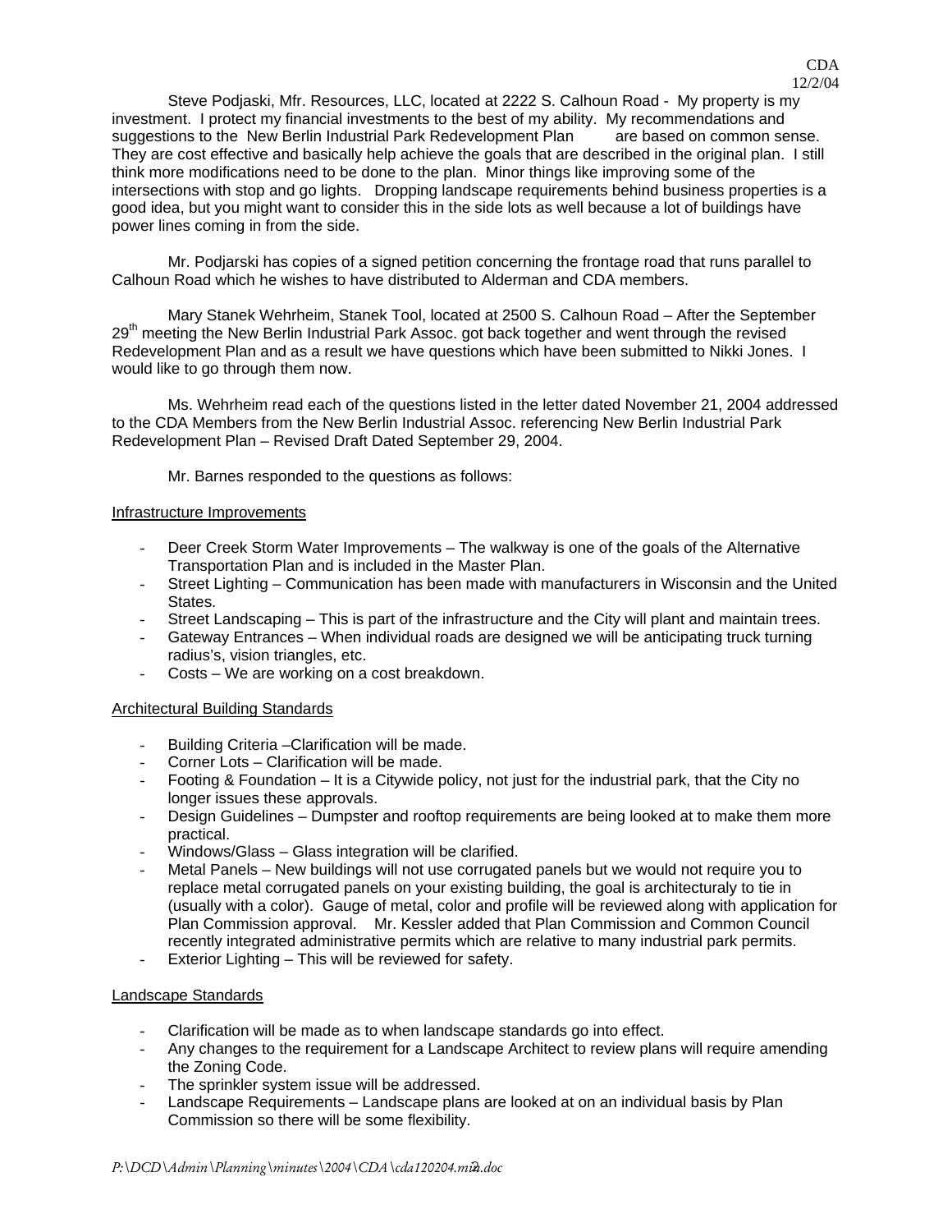Steve Podjaski, Mfr. Resources, LLC, located at 2222 S. Calhoun Road - My property is my investment. I protect my financial investments to the best of my ability. My recommendations and suggestions to the New Berlin Industrial Park Redevelopment Plan are based on common sense. They are cost effective and basically help achieve the goals that are described in the original plan. I still think more modifications need to be done to the plan. Minor things like improving some of the intersections with stop and go lights. Dropping landscape requirements behind business properties is a good idea, but you might want to consider this in the side lots as well because a lot of buildings have power lines coming in from the side.

Mr. Podjarski has copies of a signed petition concerning the frontage road that runs parallel to Calhoun Road which he wishes to have distributed to Alderman and CDA members.

Mary Stanek Wehrheim, Stanek Tool, located at 2500 S. Calhoun Road – After the September 29th meeting the New Berlin Industrial Park Assoc. got back together and went through the revised Redevelopment Plan and as a result we have questions which have been submitted to Nikki Jones. I would like to go through them now.

Ms. Wehrheim read each of the questions listed in the letter dated November 21, 2004 addressed to the CDA Members from the New Berlin Industrial Assoc. referencing New Berlin Industrial Park Redevelopment Plan – Revised Draft Dated September 29, 2004.

Mr. Barnes responded to the questions as follows:

Infrastructure Improvements

- Deer Creek Storm Water Improvements – The walkway is one of the goals of the Alternative Transportation Plan and is included in the Master Plan.
- Street Lighting – Communication has been made with manufacturers in Wisconsin and the United States.
- Street Landscaping – This is part of the infrastructure and the City will plant and maintain trees.
- Gateway Entrances – When individual roads are designed we will be anticipating truck turning radius's, vision triangles, etc.
- Costs – We are working on a cost breakdown.

Architectural Building Standards

- Building Criteria –Clarification will be made.
- Corner Lots – Clarification will be made.
- Footing & Foundation – It is a Citywide policy, not just for the industrial park, that the City no longer issues these approvals.
- Design Guidelines – Dumpster and rooftop requirements are being looked at to make them more practical.
- Windows/Glass – Glass integration will be clarified.
- Metal Panels – New buildings will not use corrugated panels but we would not require you to replace metal corrugated panels on your existing building, the goal is architecturaly to tie in (usually with a color). Gauge of metal, color and profile will be reviewed along with application for Plan Commission approval. Mr. Kessler added that Plan Commission and Common Council recently integrated administrative permits which are relative to many industrial park permits.
- Exterior Lighting – This will be reviewed for safety.

Landscape Standards

- Clarification will be made as to when landscape standards go into effect.
- Any changes to the requirement for a Landscape Architect to review plans will require amending the Zoning Code.
- The sprinkler system issue will be addressed.
- Landscape Requirements – Landscape plans are looked at on an individual basis by Plan Commission so there will be some flexibility.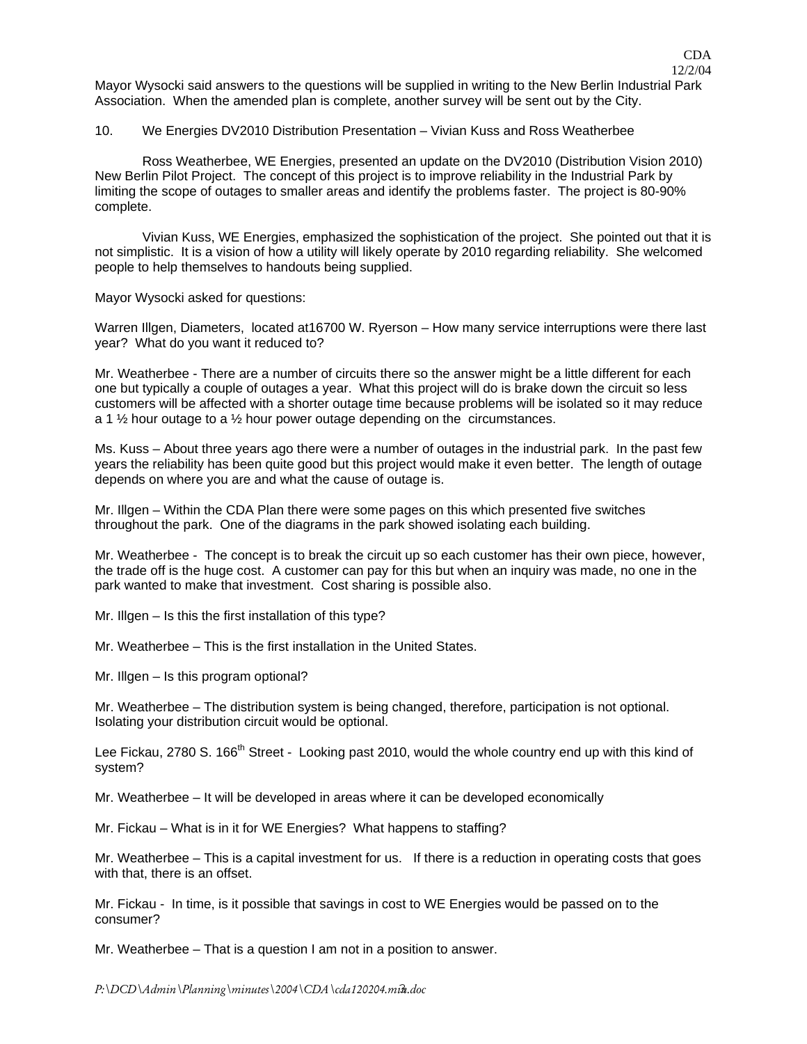Mayor Wysocki said answers to the questions will be supplied in writing to the New Berlin Industrial Park Association. When the amended plan is complete, another survey will be sent out by the City.

10. We Energies DV2010 Distribution Presentation – Vivian Kuss and Ross Weatherbee

Ross Weatherbee, WE Energies, presented an update on the DV2010 (Distribution Vision 2010) New Berlin Pilot Project. The concept of this project is to improve reliability in the Industrial Park by limiting the scope of outages to smaller areas and identify the problems faster. The project is 80-90% complete.

Vivian Kuss, WE Energies, emphasized the sophistication of the project. She pointed out that it is not simplistic. It is a vision of how a utility will likely operate by 2010 regarding reliability. She welcomed people to help themselves to handouts being supplied.

Mayor Wysocki asked for questions:

Warren Illgen, Diameters, located at16700 W. Ryerson – How many service interruptions were there last year? What do you want it reduced to?

Mr. Weatherbee - There are a number of circuits there so the answer might be a little different for each one but typically a couple of outages a year. What this project will do is brake down the circuit so less customers will be affected with a shorter outage time because problems will be isolated so it may reduce a 1 ½ hour outage to a ½ hour power outage depending on the circumstances.

Ms. Kuss – About three years ago there were a number of outages in the industrial park. In the past few years the reliability has been quite good but this project would make it even better. The length of outage depends on where you are and what the cause of outage is.

Mr. Illgen – Within the CDA Plan there were some pages on this which presented five switches throughout the park. One of the diagrams in the park showed isolating each building.

Mr. Weatherbee - The concept is to break the circuit up so each customer has their own piece, however, the trade off is the huge cost. A customer can pay for this but when an inquiry was made, no one in the park wanted to make that investment. Cost sharing is possible also.

Mr. Illgen – Is this the first installation of this type?

Mr. Weatherbee – This is the first installation in the United States.

Mr. Illgen – Is this program optional?

Mr. Weatherbee – The distribution system is being changed, therefore, participation is not optional. Isolating your distribution circuit would be optional.

Lee Fickau, 2780 S. 166th Street - Looking past 2010, would the whole country end up with this kind of system?

Mr. Weatherbee – It will be developed in areas where it can be developed economically

Mr. Fickau – What is in it for WE Energies? What happens to staffing?

Mr. Weatherbee – This is a capital investment for us. If there is a reduction in operating costs that goes with that, there is an offset.

Mr. Fickau - In time, is it possible that savings in cost to WE Energies would be passed on to the consumer?

Mr. Weatherbee – That is a question I am not in a position to answer.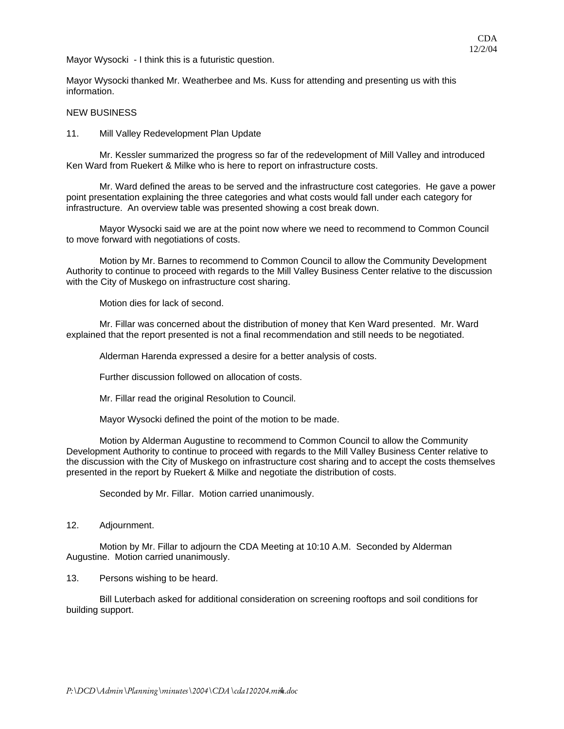Mayor Wysocki - I think this is a futuristic question.

Mayor Wysocki thanked Mr. Weatherbee and Ms. Kuss for attending and presenting us with this information.

NEW BUSINESS

11. Mill Valley Redevelopment Plan Update

Mr. Kessler summarized the progress so far of the redevelopment of Mill Valley and introduced Ken Ward from Ruekert & Milke who is here to report on infrastructure costs.

Mr. Ward defined the areas to be served and the infrastructure cost categories. He gave a power point presentation explaining the three categories and what costs would fall under each category for infrastructure. An overview table was presented showing a cost break down.

Mayor Wysocki said we are at the point now where we need to recommend to Common Council to move forward with negotiations of costs.

Motion by Mr. Barnes to recommend to Common Council to allow the Community Development Authority to continue to proceed with regards to the Mill Valley Business Center relative to the discussion with the City of Muskego on infrastructure cost sharing.

Motion dies for lack of second.

Mr. Fillar was concerned about the distribution of money that Ken Ward presented. Mr. Ward explained that the report presented is not a final recommendation and still needs to be negotiated.

Alderman Harenda expressed a desire for a better analysis of costs.

Further discussion followed on allocation of costs.

Mr. Fillar read the original Resolution to Council.

Mayor Wysocki defined the point of the motion to be made.

Motion by Alderman Augustine to recommend to Common Council to allow the Community Development Authority to continue to proceed with regards to the Mill Valley Business Center relative to the discussion with the City of Muskego on infrastructure cost sharing and to accept the costs themselves presented in the report by Ruekert & Milke and negotiate the distribution of costs.

Seconded by Mr. Fillar. Motion carried unanimously.

12. Adjournment.

Motion by Mr. Fillar to adjourn the CDA Meeting at 10:10 A.M. Seconded by Alderman Augustine. Motion carried unanimously.

13. Persons wishing to be heard.

Bill Luterbach asked for additional consideration on screening rooftops and soil conditions for building support.